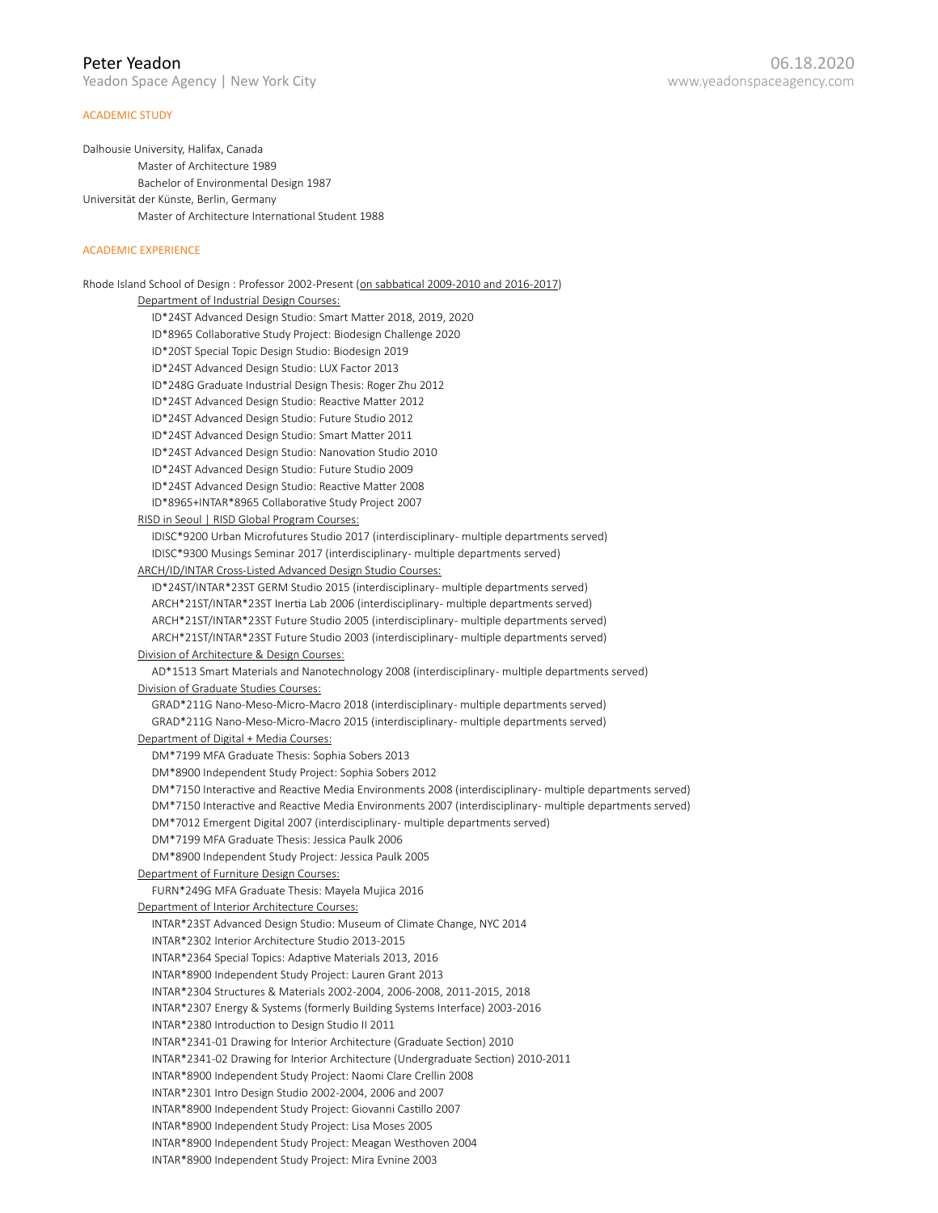# Peter Yeadon

Yeadon Space Agency | New York City

06.18.2020

www.yeadonspaceagency.com

## ACADEMIC STUDY

Dalhousie University, Halifax, Canada
- Master of Architecture 1989
- Bachelor of Environmental Design 1987

Universität der Künste, Berlin, Germany
- Master of Architecture International Student 1988

## ACADEMIC EXPERIENCE

Rhode Island School of Design : Professor 2002-Present (on sabbatical 2009-2010 and 2016-2017)

Department of Industrial Design Courses:
- ID*24ST Advanced Design Studio: Smart Matter 2018, 2019, 2020
- ID*8965 Collaborative Study Project: Biodesign Challenge 2020
- ID*20ST Special Topic Design Studio: Biodesign 2019
- ID*24ST Advanced Design Studio: LUX Factor 2013
- ID*248G Graduate Industrial Design Thesis: Roger Zhu 2012
- ID*24ST Advanced Design Studio: Reactive Matter 2012
- ID*24ST Advanced Design Studio: Future Studio 2012
- ID*24ST Advanced Design Studio: Smart Matter 2011
- ID*24ST Advanced Design Studio: Nanovation Studio 2010
- ID*24ST Advanced Design Studio: Future Studio 2009
- ID*24ST Advanced Design Studio: Reactive Matter 2008
- ID*8965+INTAR*8965 Collaborative Study Project 2007

RISD in Seoul | RISD Global Program Courses:
- IDISC*9200 Urban Microfutures Studio 2017 (interdisciplinary- multiple departments served)
- IDISC*9300 Musings Seminar 2017 (interdisciplinary- multiple departments served)

ARCH/ID/INTAR Cross-Listed Advanced Design Studio Courses:
- ID*24ST/INTAR*23ST GERM Studio 2015 (interdisciplinary- multiple departments served)
- ARCH*21ST/INTAR*23ST Inertia Lab 2006 (interdisciplinary- multiple departments served)
- ARCH*21ST/INTAR*23ST Future Studio 2005 (interdisciplinary- multiple departments served)
- ARCH*21ST/INTAR*23ST Future Studio 2003 (interdisciplinary- multiple departments served)

Division of Architecture & Design Courses:
- AD*1513 Smart Materials and Nanotechnology 2008 (interdisciplinary- multiple departments served)

Division of Graduate Studies Courses:
- GRAD*211G Nano-Meso-Micro-Macro 2018 (interdisciplinary- multiple departments served)
- GRAD*211G Nano-Meso-Micro-Macro 2015 (interdisciplinary- multiple departments served)

Department of Digital + Media Courses:
- DM*7199 MFA Graduate Thesis: Sophia Sobers 2013
- DM*8900 Independent Study Project: Sophia Sobers 2012
- DM*7150 Interactive and Reactive Media Environments 2008 (interdisciplinary- multiple departments served)
- DM*7150 Interactive and Reactive Media Environments 2007 (interdisciplinary- multiple departments served)
- DM*7012 Emergent Digital 2007 (interdisciplinary- multiple departments served)
- DM*7199 MFA Graduate Thesis: Jessica Paulk 2006
- DM*8900 Independent Study Project: Jessica Paulk 2005

Department of Furniture Design Courses:
- FURN*249G MFA Graduate Thesis: Mayela Mujica 2016

Department of Interior Architecture Courses:
- INTAR*23ST Advanced Design Studio: Museum of Climate Change, NYC 2014
- INTAR*2302 Interior Architecture Studio 2013-2015
- INTAR*2364 Special Topics: Adaptive Materials 2013, 2016
- INTAR*8900 Independent Study Project: Lauren Grant 2013
- INTAR*2304 Structures & Materials 2002-2004, 2006-2008, 2011-2015, 2018
- INTAR*2307 Energy & Systems (formerly Building Systems Interface) 2003-2016
- INTAR*2380 Introduction to Design Studio II 2011
- INTAR*2341-01 Drawing for Interior Architecture (Graduate Section) 2010
- INTAR*2341-02 Drawing for Interior Architecture (Undergraduate Section) 2010-2011
- INTAR*8900 Independent Study Project: Naomi Clare Crellin 2008
- INTAR*2301 Intro Design Studio 2002-2004, 2006 and 2007
- INTAR*8900 Independent Study Project: Giovanni Castillo 2007
- INTAR*8900 Independent Study Project: Lisa Moses 2005
- INTAR*8900 Independent Study Project: Meagan Westhoven 2004
- INTAR*8900 Independent Study Project: Mira Evnine 2003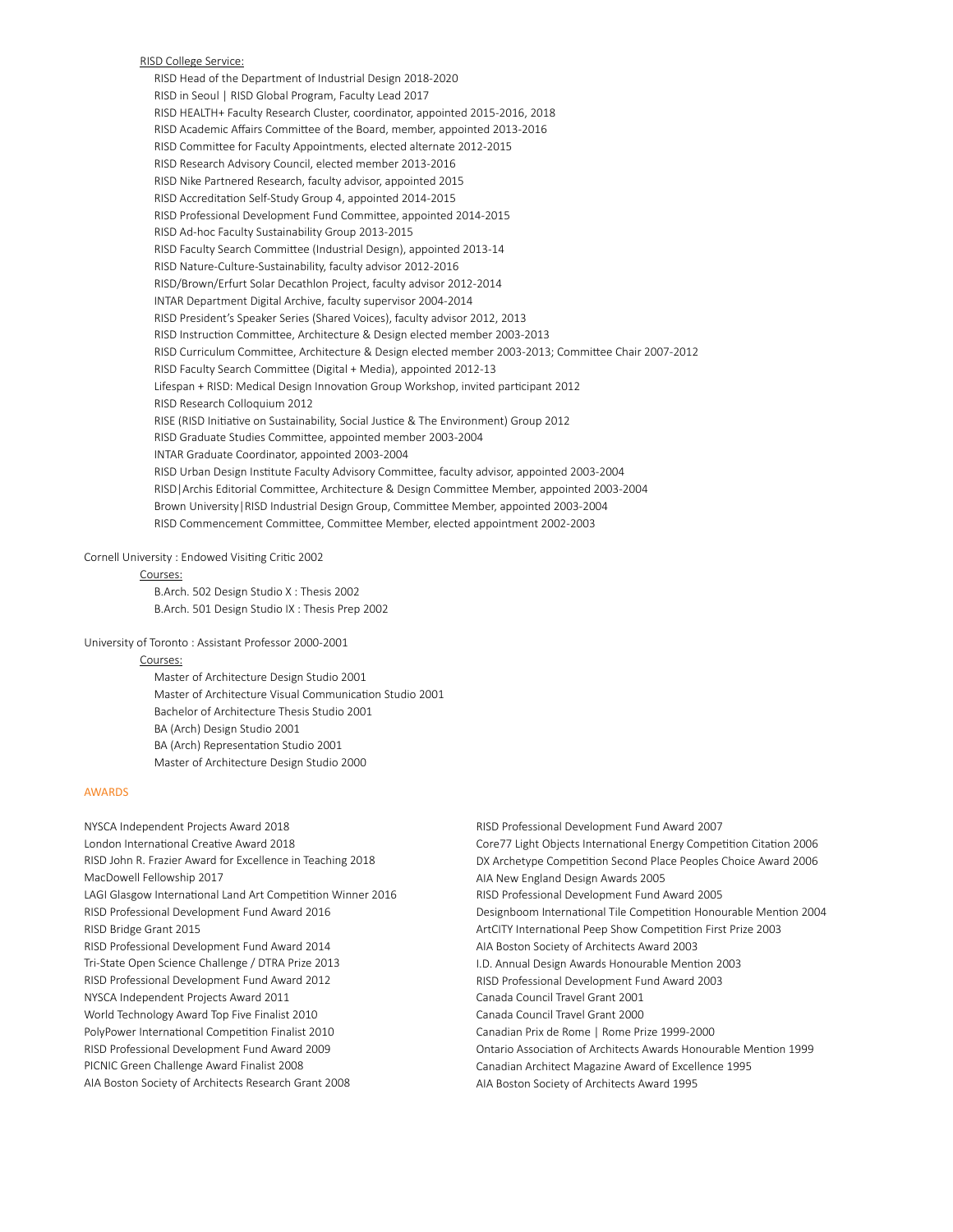RISD College Service:

- RISD Head of the Department of Industrial Design 2018-2020
- RISD in Seoul | RISD Global Program, Faculty Lead 2017
- RISD HEALTH+ Faculty Research Cluster, coordinator, appointed 2015-2016, 2018
- RISD Academic Affairs Committee of the Board, member, appointed 2013-2016
- RISD Committee for Faculty Appointments, elected alternate 2012-2015
- RISD Research Advisory Council, elected member 2013-2016
- RISD Nike Partnered Research, faculty advisor, appointed 2015
- RISD Accreditation Self-Study Group 4, appointed 2014-2015
- RISD Professional Development Fund Committee, appointed 2014-2015
- RISD Ad-hoc Faculty Sustainability Group 2013-2015
- RISD Faculty Search Committee (Industrial Design), appointed 2013-14
- RISD Nature-Culture-Sustainability, faculty advisor 2012-2016
- RISD/Brown/Erfurt Solar Decathlon Project, faculty advisor 2012-2014
- INTAR Department Digital Archive, faculty supervisor 2004-2014
- RISD President's Speaker Series (Shared Voices), faculty advisor 2012, 2013
- RISD Instruction Committee, Architecture & Design elected member 2003-2013
- RISD Curriculum Committee, Architecture & Design elected member 2003-2013; Committee Chair 2007-2012
- RISD Faculty Search Committee (Digital + Media), appointed 2012-13
- Lifespan + RISD: Medical Design Innovation Group Workshop, invited participant 2012
- RISD Research Colloquium 2012
- RISE (RISD Initiative on Sustainability, Social Justice & The Environment) Group 2012
- RISD Graduate Studies Committee, appointed member 2003-2004
- INTAR Graduate Coordinator, appointed 2003-2004
- RISD Urban Design Institute Faculty Advisory Committee, faculty advisor, appointed 2003-2004
- RISD|Archis Editorial Committee, Architecture & Design Committee Member, appointed 2003-2004
- Brown University|RISD Industrial Design Group, Committee Member, appointed 2003-2004
- RISD Commencement Committee, Committee Member, elected appointment 2002-2003

Cornell University : Endowed Visiting Critic 2002

Courses:

- B.Arch. 502 Design Studio X : Thesis 2002
- B.Arch. 501 Design Studio IX : Thesis Prep 2002

University of Toronto : Assistant Professor 2000-2001

Courses:

- Master of Architecture Design Studio 2001
- Master of Architecture Visual Communication Studio 2001
- Bachelor of Architecture Thesis Studio 2001
- BA (Arch) Design Studio 2001
- BA (Arch) Representation Studio 2001
- Master of Architecture Design Studio 2000

## AWARDS

NYSCA Independent Projects Award 2018
London International Creative Award 2018
RISD John R. Frazier Award for Excellence in Teaching 2018
MacDowell Fellowship 2017
LAGI Glasgow International Land Art Competition Winner 2016
RISD Professional Development Fund Award 2016
RISD Bridge Grant 2015
RISD Professional Development Fund Award 2014
Tri-State Open Science Challenge / DTRA Prize 2013
RISD Professional Development Fund Award 2012
NYSCA Independent Projects Award 2011
World Technology Award Top Five Finalist 2010
PolyPower International Competition Finalist 2010
RISD Professional Development Fund Award 2009
PICNIC Green Challenge Award Finalist 2008
AIA Boston Society of Architects Research Grant 2008
RISD Professional Development Fund Award 2007
Core77 Light Objects International Energy Competition Citation 2006
DX Archetype Competition Second Place Peoples Choice Award 2006
AIA New England Design Awards 2005
RISD Professional Development Fund Award 2005
Designboom International Tile Competition Honourable Mention 2004
ArtCITY International Peep Show Competition First Prize 2003
AIA Boston Society of Architects Award 2003
I.D. Annual Design Awards Honourable Mention 2003
RISD Professional Development Fund Award 2003
Canada Council Travel Grant 2001
Canada Council Travel Grant 2000
Canadian Prix de Rome | Rome Prize 1999-2000
Ontario Association of Architects Awards Honourable Mention 1999
Canadian Architect Magazine Award of Excellence 1995
AIA Boston Society of Architects Award 1995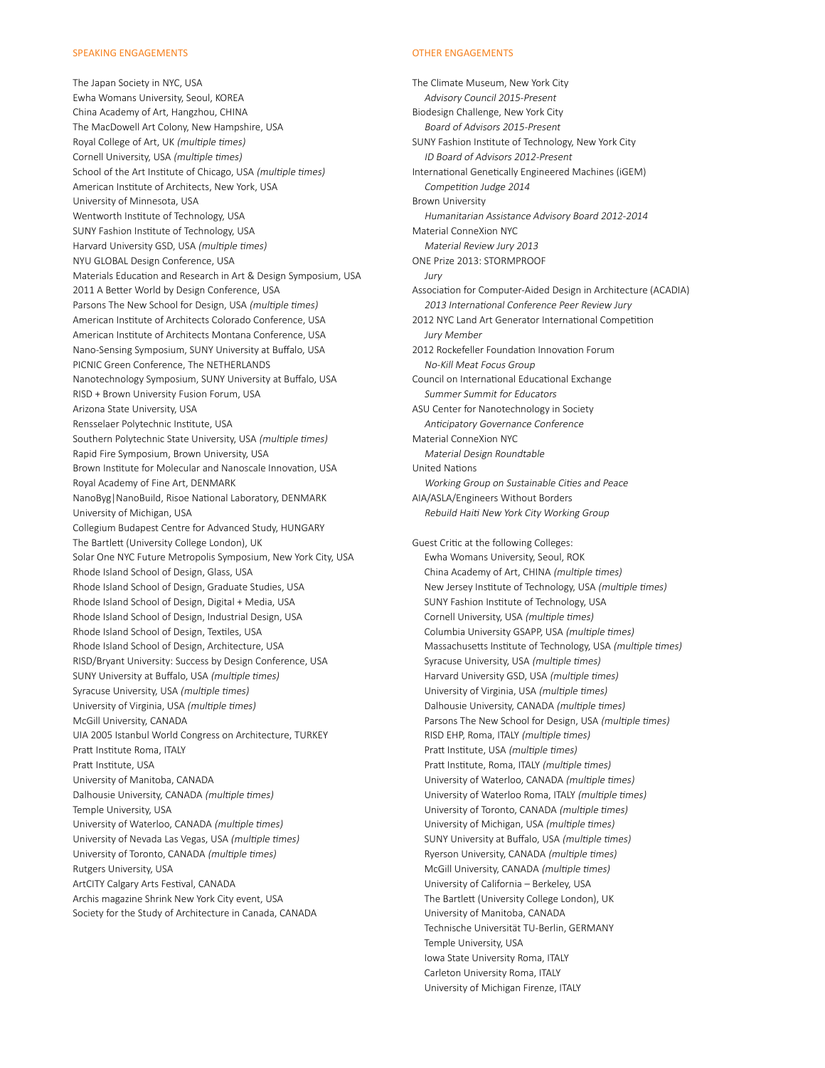## SPEAKING ENGAGEMENTS

The Japan Society in NYC, USA
Ewha Womans University, Seoul, KOREA
China Academy of Art, Hangzhou, CHINA
The MacDowell Art Colony, New Hampshire, USA
Royal College of Art, UK *(multiple times)*
Cornell University, USA *(multiple times)*
School of the Art Institute of Chicago, USA *(multiple times)*
American Institute of Architects, New York, USA
University of Minnesota, USA
Wentworth Institute of Technology, USA
SUNY Fashion Institute of Technology, USA
Harvard University GSD, USA *(multiple times)*
NYU GLOBAL Design Conference, USA
Materials Education and Research in Art & Design Symposium, USA
2011 A Better World by Design Conference, USA
Parsons The New School for Design, USA *(multiple times)*
American Institute of Architects Colorado Conference, USA
American Institute of Architects Montana Conference, USA
Nano-Sensing Symposium, SUNY University at Buffalo, USA
PICNIC Green Conference, The NETHERLANDS
Nanotechnology Symposium, SUNY University at Buffalo, USA
RISD + Brown University Fusion Forum, USA
Arizona State University, USA
Rensselaer Polytechnic Institute, USA
Southern Polytechnic State University, USA *(multiple times)*
Rapid Fire Symposium, Brown University, USA
Brown Institute for Molecular and Nanoscale Innovation, USA
Royal Academy of Fine Art, DENMARK
NanoByg|NanoBuild, Risoe National Laboratory, DENMARK
University of Michigan, USA
Collegium Budapest Centre for Advanced Study, HUNGARY
The Bartlett (University College London), UK
Solar One NYC Future Metropolis Symposium, New York City, USA
Rhode Island School of Design, Glass, USA
Rhode Island School of Design, Graduate Studies, USA
Rhode Island School of Design, Digital + Media, USA
Rhode Island School of Design, Industrial Design, USA
Rhode Island School of Design, Textiles, USA
Rhode Island School of Design, Architecture, USA
RISD/Bryant University: Success by Design Conference, USA
SUNY University at Buffalo, USA *(multiple times)*
Syracuse University, USA *(multiple times)*
University of Virginia, USA *(multiple times)*
McGill University, CANADA
UIA 2005 Istanbul World Congress on Architecture, TURKEY
Pratt Institute Roma, ITALY
Pratt Institute, USA
University of Manitoba, CANADA
Dalhousie University, CANADA *(multiple times)*
Temple University, USA
University of Waterloo, CANADA *(multiple times)*
University of Nevada Las Vegas, USA *(multiple times)*
University of Toronto, CANADA *(multiple times)*
Rutgers University, USA
ArtCITY Calgary Arts Festival, CANADA
Archis magazine Shrink New York City event, USA
Society for the Study of Architecture in Canada, CANADA

## OTHER ENGAGEMENTS

The Climate Museum, New York City
*Advisory Council 2015-Present*
Biodesign Challenge, New York City
*Board of Advisors 2015-Present*
SUNY Fashion Institute of Technology, New York City
*ID Board of Advisors 2012-Present*
International Genetically Engineered Machines (iGEM)
*Competition Judge 2014*
Brown University
*Humanitarian Assistance Advisory Board 2012-2014*
Material ConneXion NYC
*Material Review Jury 2013*
ONE Prize 2013: STORMPROOF
*Jury*
Association for Computer-Aided Design in Architecture (ACADIA)
*2013 International Conference Peer Review Jury*
2012 NYC Land Art Generator International Competition
*Jury Member*
2012 Rockefeller Foundation Innovation Forum
*No-Kill Meat Focus Group*
Council on International Educational Exchange
*Summer Summit for Educators*
ASU Center for Nanotechnology in Society
*Anticipatory Governance Conference*
Material ConneXion NYC
*Material Design Roundtable*
United Nations
*Working Group on Sustainable Cities and Peace*
AIA/ASLA/Engineers Without Borders
*Rebuild Haiti New York City Working Group*

Guest Critic at the following Colleges:
- Ewha Womans University, Seoul, ROK
- China Academy of Art, CHINA *(multiple times)*
- New Jersey Institute of Technology, USA *(multiple times)*
- SUNY Fashion Institute of Technology, USA
- Cornell University, USA *(multiple times)*
- Columbia University GSAPP, USA *(multiple times)*
- Massachusetts Institute of Technology, USA *(multiple times)*
- Syracuse University, USA *(multiple times)*
- Harvard University GSD, USA *(multiple times)*
- University of Virginia, USA *(multiple times)*
- Dalhousie University, CANADA *(multiple times)*
- Parsons The New School for Design, USA *(multiple times)*
- RISD EHP, Roma, ITALY *(multiple times)*
- Pratt Institute, USA *(multiple times)*
- Pratt Institute, Roma, ITALY *(multiple times)*
- University of Waterloo, CANADA *(multiple times)*
- University of Waterloo Roma, ITALY *(multiple times)*
- University of Toronto, CANADA *(multiple times)*
- University of Michigan, USA *(multiple times)*
- SUNY University at Buffalo, USA *(multiple times)*
- Ryerson University, CANADA *(multiple times)*
- McGill University, CANADA *(multiple times)*
- University of California – Berkeley, USA
- The Bartlett (University College London), UK
- University of Manitoba, CANADA
- Technische Universität TU-Berlin, GERMANY
- Temple University, USA
- Iowa State University Roma, ITALY
- Carleton University Roma, ITALY
- University of Michigan Firenze, ITALY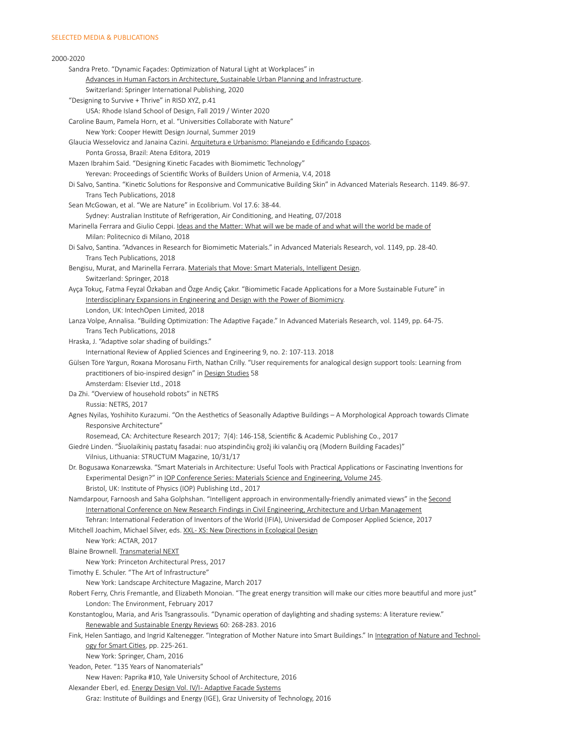## SELECTED MEDIA & PUBLICATIONS

2000-2020

- Sandra Preto. "Dynamic Façades: Optimization of Natural Light at Workplaces" in
  Advances in Human Factors in Architecture, Sustainable Urban Planning and Infrastructure.
  Switzerland: Springer International Publishing, 2020
- "Designing to Survive + Thrive" in RISD XYZ, p.41
  USA: Rhode Island School of Design, Fall 2019 / Winter 2020
- Caroline Baum, Pamela Horn, et al. "Universities Collaborate with Nature"
  New York: Cooper Hewitt Design Journal, Summer 2019
- Glaucia Wesselovicz and Janaina Cazini. Arquitetura e Urbanismo: Planejando e Edificando Espaços.
  Ponta Grossa, Brazil: Atena Editora, 2019
- Mazen Ibrahim Said. "Designing Kinetic Facades with Biomimetic Technology"
  Yerevan: Proceedings of Scientific Works of Builders Union of Armenia, V.4, 2018
- Di Salvo, Santina. "Kinetic Solutions for Responsive and Communicative Building Skin" in Advanced Materials Research. 1149. 86-97.
  Trans Tech Publications, 2018
- Sean McGowan, et al. "We are Nature" in Ecolibrium. Vol 17.6: 38-44.
  Sydney: Australian Institute of Refrigeration, Air Conditioning, and Heating, 07/2018
- Marinella Ferrara and Giulio Ceppi. Ideas and the Matter: What will we be made of and what will the world be made of
  Milan: Politecnico di Milano, 2018
- Di Salvo, Santina. "Advances in Research for Biomimetic Materials." in Advanced Materials Research, vol. 1149, pp. 28-40.
  Trans Tech Publications, 2018
- Bengisu, Murat, and Marinella Ferrara. Materials that Move: Smart Materials, Intelligent Design.
  Switzerland: Springer, 2018
- Ayça Tokuç, Fatma Feyzal Özkaban and Özge Andiç Çakır. "Biomimetic Facade Applications for a More Sustainable Future" in
  Interdisciplinary Expansions in Engineering and Design with the Power of Biomimicry.
  London, UK: IntechOpen Limited, 2018
- Lanza Volpe, Annalisa. "Building Optimization: The Adaptive Façade." In Advanced Materials Research, vol. 1149, pp. 64-75.
  Trans Tech Publications, 2018
- Hraska, J. "Adaptive solar shading of buildings."
  International Review of Applied Sciences and Engineering 9, no. 2: 107-113. 2018
- Gülsen Töre Yargun, Roxana Morosanu Firth, Nathan Crilly. "User requirements for analogical design support tools: Learning from practitioners of bio-inspired design" in Design Studies 58
  Amsterdam: Elsevier Ltd., 2018
- Da Zhi. "Overview of household robots" in NETRS
  Russia: NETRS, 2017
- Agnes Nyilas, Yoshihito Kurazumi. "On the Aesthetics of Seasonally Adaptive Buildings – A Morphological Approach towards Climate Responsive Architecture"
  Rosemead, CA: Architecture Research 2017; 7(4): 146-158, Scientific & Academic Publishing Co., 2017
- Giedrė Linden. "Šiuolaikinių pastatų fasadai: nuo atspindinčių grožį iki valančių orą (Modern Building Facades)"
  Vilnius, Lithuania: STRUCTUM Magazine, 10/31/17
- Dr. Bogusawa Konarzewska. "Smart Materials in Architecture: Useful Tools with Practical Applications or Fascinating Inventions for Experimental Design?" in IOP Conference Series: Materials Science and Engineering, Volume 245.
  Bristol, UK: Institute of Physics (IOP) Publishing Ltd., 2017
- Namdarpour, Farnoosh and Saha Golphshan. "Intelligent approach in environmentally-friendly animated views" in the Second International Conference on New Research Findings in Civil Engineering, Architecture and Urban Management
  Tehran: International Federation of Inventors of the World (IFIA), Universidad de Composer Applied Science, 2017
- Mitchell Joachim, Michael Silver, eds. XXL- XS: New Directions in Ecological Design
  New York: ACTAR, 2017
- Blaine Brownell. Transmaterial NEXT
  New York: Princeton Architectural Press, 2017
- Timothy E. Schuler. "The Art of Infrastructure"
  New York: Landscape Architecture Magazine, March 2017
- Robert Ferry, Chris Fremantle, and Elizabeth Monoian. "The great energy transition will make our cities more beautiful and more just"
  London: The Environment, February 2017
- Konstantoglou, Maria, and Aris Tsangrassoulis. "Dynamic operation of daylighting and shading systems: A literature review."
  Renewable and Sustainable Energy Reviews 60: 268-283. 2016
- Fink, Helen Santiago, and Ingrid Kaltenegger. "Integration of Mother Nature into Smart Buildings." In Integration of Nature and Technology for Smart Cities, pp. 225-261.
  New York: Springer, Cham, 2016
- Yeadon, Peter. "135 Years of Nanomaterials"
  New Haven: Paprika #10, Yale University School of Architecture, 2016
- Alexander Eberl, ed. Energy Design Vol. IV/I- Adaptive Facade Systems
  Graz: Institute of Buildings and Energy (IGE), Graz University of Technology, 2016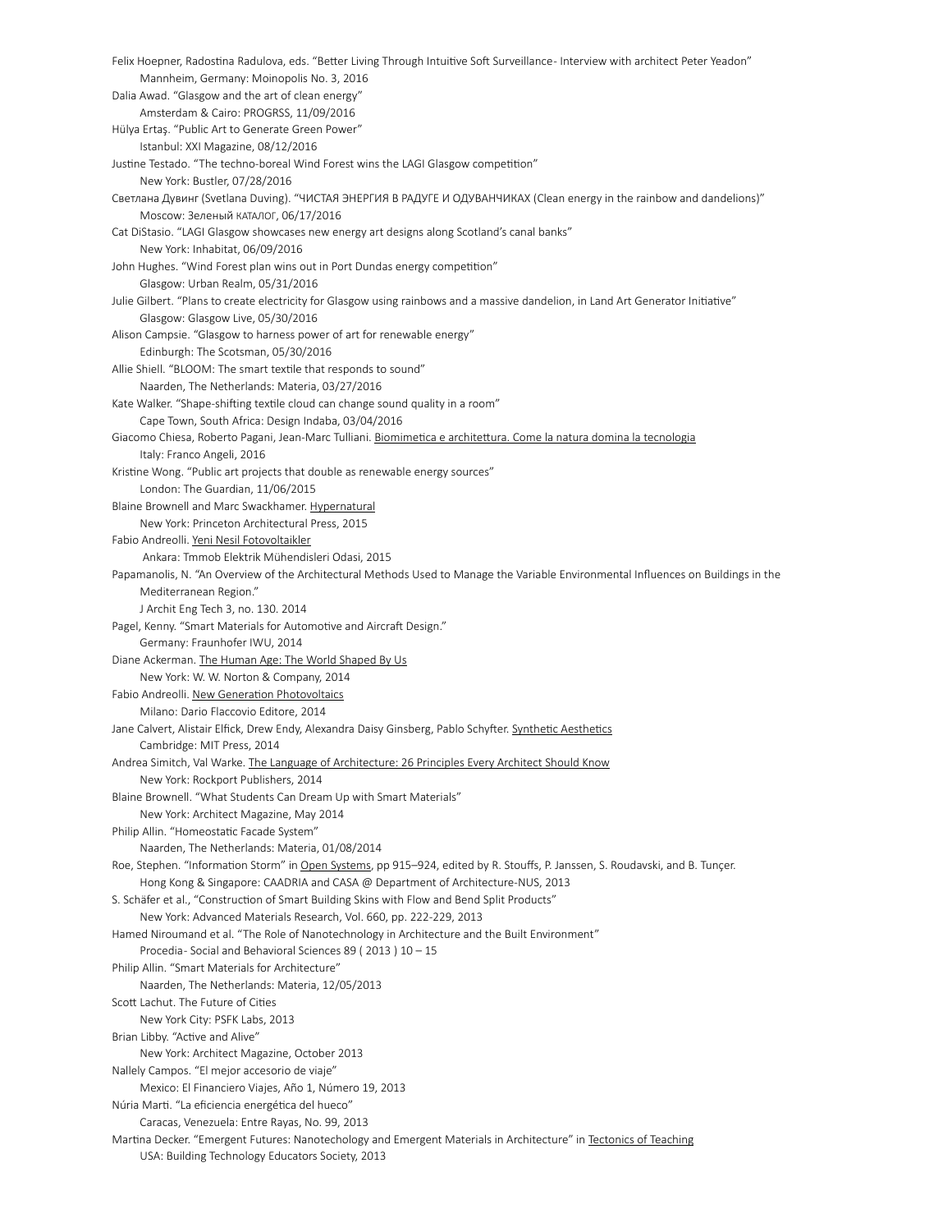Felix Hoepner, Radostina Radulova, eds. "Better Living Through Intuitive Soft Surveillance- Interview with architect Peter Yeadon"
Mannheim, Germany: Moinopolis No. 3, 2016

Dalia Awad. "Glasgow and the art of clean energy"
Amsterdam & Cairo: PROGRSS, 11/09/2016

Hülya Ertaş. "Public Art to Generate Green Power"
Istanbul: XXI Magazine, 08/12/2016

Justine Testado. "The techno-boreal Wind Forest wins the LAGI Glasgow competition"
New York: Bustler, 07/28/2016

Светлана Дувинг (Svetlana Duving). "ЧИСТАЯ ЭНЕРГИЯ В РАДУГЕ И ОДУВАНЧИКАХ (Clean energy in the rainbow and dandelions)"
Moscow: Зеленый каталог, 06/17/2016

Cat DiStasio. "LAGI Glasgow showcases new energy art designs along Scotland's canal banks"
New York: Inhabitat, 06/09/2016

John Hughes. "Wind Forest plan wins out in Port Dundas energy competition"
Glasgow: Urban Realm, 05/31/2016

Julie Gilbert. "Plans to create electricity for Glasgow using rainbows and a massive dandelion, in Land Art Generator Initiative"
Glasgow: Glasgow Live, 05/30/2016

Alison Campsie. "Glasgow to harness power of art for renewable energy"
Edinburgh: The Scotsman, 05/30/2016

Allie Shiell. "BLOOM: The smart textile that responds to sound"
Naarden, The Netherlands: Materia, 03/27/2016

Kate Walker. "Shape-shifting textile cloud can change sound quality in a room"
Cape Town, South Africa: Design Indaba, 03/04/2016

Giacomo Chiesa, Roberto Pagani, Jean-Marc Tulliani. Biomimetica e architettura. Come la natura domina la tecnologia
Italy: Franco Angeli, 2016

Kristine Wong. "Public art projects that double as renewable energy sources"
London: The Guardian, 11/06/2015

Blaine Brownell and Marc Swackhamer. Hypernatural
New York: Princeton Architectural Press, 2015

Fabio Andreolli. Yeni Nesil Fotovoltaikler
Ankara: Tmmob Elektrik Mühendisleri Odasi, 2015

Papamanolis, N. "An Overview of the Architectural Methods Used to Manage the Variable Environmental Influences on Buildings in the Mediterranean Region."
J Archit Eng Tech 3, no. 130. 2014

Pagel, Kenny. "Smart Materials for Automotive and Aircraft Design."
Germany: Fraunhofer IWU, 2014

Diane Ackerman. The Human Age: The World Shaped By Us
New York: W. W. Norton & Company, 2014

Fabio Andreolli. New Generation Photovoltaics
Milano: Dario Flaccovio Editore, 2014

Jane Calvert, Alistair Elfick, Drew Endy, Alexandra Daisy Ginsberg, Pablo Schyfter. Synthetic Aesthetics
Cambridge: MIT Press, 2014

Andrea Simitch, Val Warke. The Language of Architecture: 26 Principles Every Architect Should Know
New York: Rockport Publishers, 2014

Blaine Brownell. "What Students Can Dream Up with Smart Materials"
New York: Architect Magazine, May 2014

Philip Allin. "Homeostatic Facade System"
Naarden, The Netherlands: Materia, 01/08/2014

Roe, Stephen. "Information Storm" in Open Systems, pp 915–924, edited by R. Stouffs, P. Janssen, S. Roudavski, and B. Tunçer.
Hong Kong & Singapore: CAADRIA and CASA @ Department of Architecture-NUS, 2013

S. Schäfer et al., "Construction of Smart Building Skins with Flow and Bend Split Products"
New York: Advanced Materials Research, Vol. 660, pp. 222-229, 2013

Hamed Niroumand et al. "The Role of Nanotechnology in Architecture and the Built Environment"
Procedia- Social and Behavioral Sciences 89 ( 2013 ) 10 – 15

Philip Allin. "Smart Materials for Architecture"
Naarden, The Netherlands: Materia, 12/05/2013

Scott Lachut. The Future of Cities
New York City: PSFK Labs, 2013

Brian Libby. "Active and Alive"
New York: Architect Magazine, October 2013

Nallely Campos. "El mejor accesorio de viaje"
Mexico: El Financiero Viajes, Año 1, Número 19, 2013

Núria Marti. "La eficiencia energética del hueco"
Caracas, Venezuela: Entre Rayas, No. 99, 2013

Martina Decker. "Emergent Futures: Nanotechology and Emergent Materials in Architecture" in Tectonics of Teaching
USA: Building Technology Educators Society, 2013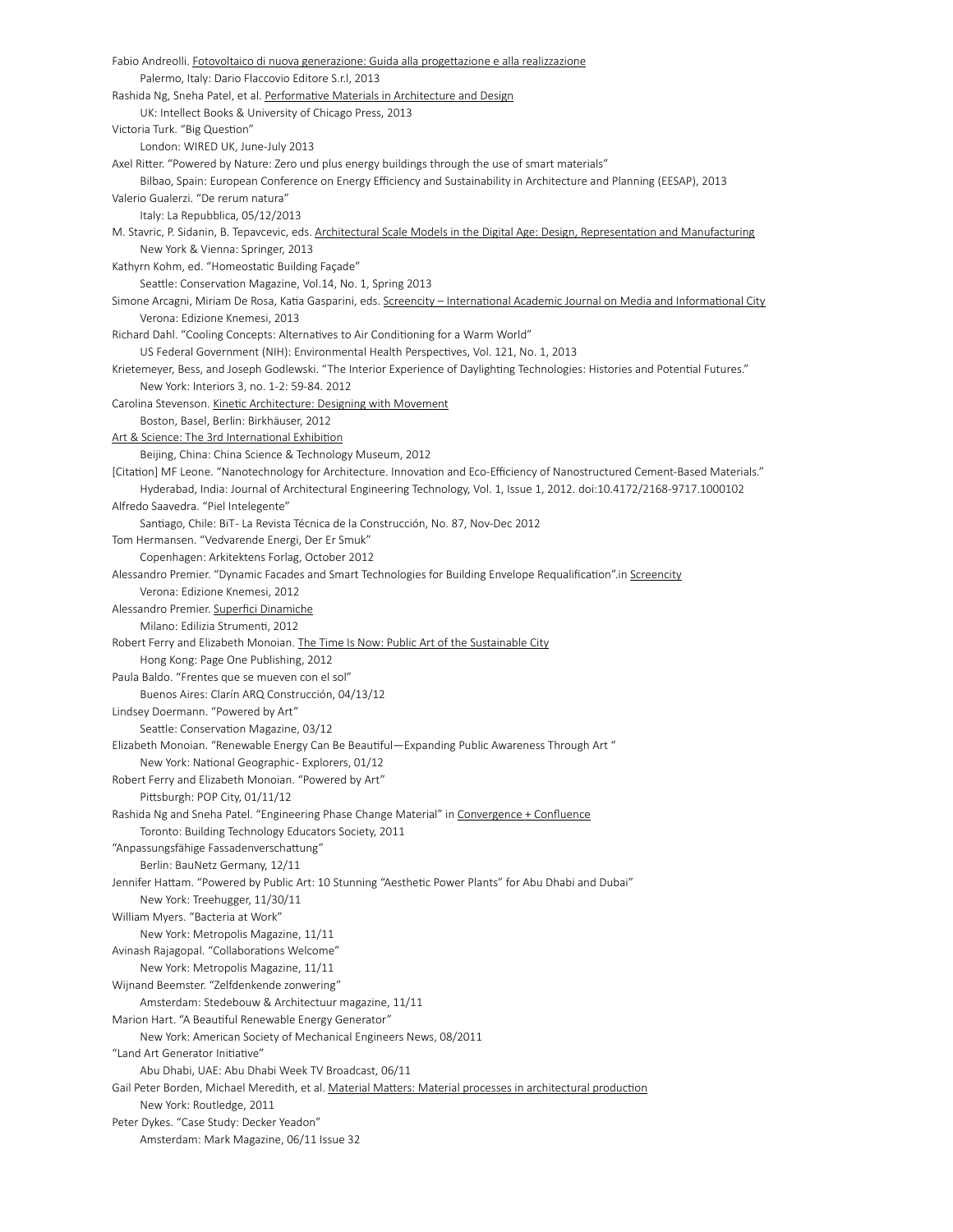Fabio Andreolli. Fotovoltaico di nuova generazione: Guida alla progettazione e alla realizzazione
    Palermo, Italy: Dario Flaccovio Editore S.r.l, 2013

Rashida Ng, Sneha Patel, et al. Performative Materials in Architecture and Design
    UK: Intellect Books & University of Chicago Press, 2013

Victoria Turk. "Big Question"
    London: WIRED UK, June-July 2013

Axel Ritter. "Powered by Nature: Zero und plus energy buildings through the use of smart materials"
    Bilbao, Spain: European Conference on Energy Efficiency and Sustainability in Architecture and Planning (EESAP), 2013

Valerio Gualerzi. "De rerum natura"
    Italy: La Repubblica, 05/12/2013

M. Stavric, P. Sidanin, B. Tepavcevic, eds. Architectural Scale Models in the Digital Age: Design, Representation and Manufacturing
    New York & Vienna: Springer, 2013

Kathyrn Kohm, ed. "Homeostatic Building Façade"
    Seattle: Conservation Magazine, Vol.14, No. 1, Spring 2013

Simone Arcagni, Miriam De Rosa, Katia Gasparini, eds. Screencity – International Academic Journal on Media and Informational City
    Verona: Edizione Knemesi, 2013

Richard Dahl. "Cooling Concepts: Alternatives to Air Conditioning for a Warm World"
    US Federal Government (NIH): Environmental Health Perspectives, Vol. 121, No. 1, 2013

Krietemeyer, Bess, and Joseph Godlewski. "The Interior Experience of Daylighting Technologies: Histories and Potential Futures."
    New York: Interiors 3, no. 1-2: 59-84. 2012

Carolina Stevenson. Kinetic Architecture: Designing with Movement
    Boston, Basel, Berlin: Birkhäuser, 2012

Art & Science: The 3rd International Exhibition
    Beijing, China: China Science & Technology Museum, 2012

[Citation] MF Leone. "Nanotechnology for Architecture. Innovation and Eco-Efficiency of Nanostructured Cement-Based Materials."
    Hyderabad, India: Journal of Architectural Engineering Technology, Vol. 1, Issue 1, 2012. doi:10.4172/2168-9717.1000102

Alfredo Saavedra. "Piel Inteligente"
    Santiago, Chile: BiT- La Revista Técnica de la Construcción, No. 87, Nov-Dec 2012

Tom Hermansen. "Vedvarende Energi, Der Er Smuk"
    Copenhagen: Arkitektens Forlag, October 2012

Alessandro Premier. "Dynamic Facades and Smart Technologies for Building Envelope Requalification".in Screencity
    Verona: Edizione Knemesi, 2012

Alessandro Premier. Superfici Dinamiche
    Milano: Edilizia Strumenti, 2012

Robert Ferry and Elizabeth Monoian. The Time Is Now: Public Art of the Sustainable City
    Hong Kong: Page One Publishing, 2012

Paula Baldo. "Frentes que se mueven con el sol"
    Buenos Aires: Clarín ARQ Construcción, 04/13/12

Lindsey Doermann. "Powered by Art"
    Seattle: Conservation Magazine, 03/12

Elizabeth Monoian. "Renewable Energy Can Be Beautiful—Expanding Public Awareness Through Art "
    New York: National Geographic- Explorers, 01/12

Robert Ferry and Elizabeth Monoian. "Powered by Art"
    Pittsburgh: POP City, 01/11/12

Rashida Ng and Sneha Patel. "Engineering Phase Change Material" in Convergence + Confluence
    Toronto: Building Technology Educators Society, 2011

"Anpassungsfähige Fassadenverschattung"
    Berlin: BauNetz Germany, 12/11

Jennifer Hattam. "Powered by Public Art: 10 Stunning "Aesthetic Power Plants" for Abu Dhabi and Dubai"
    New York: Treehugger, 11/30/11

William Myers. "Bacteria at Work"
    New York: Metropolis Magazine, 11/11

Avinash Rajagopal. "Collaborations Welcome"
    New York: Metropolis Magazine, 11/11

Wijnand Beemster. "Zelfdenkende zonwering"
    Amsterdam: Stedebouw & Architectuur magazine, 11/11

Marion Hart. "A Beautiful Renewable Energy Generator"
    New York: American Society of Mechanical Engineers News, 08/2011

"Land Art Generator Initiative"
    Abu Dhabi, UAE: Abu Dhabi Week TV Broadcast, 06/11

Gail Peter Borden, Michael Meredith, et al. Material Matters: Material processes in architectural production
    New York: Routledge, 2011

Peter Dykes. "Case Study: Decker Yeadon"
    Amsterdam: Mark Magazine, 06/11 Issue 32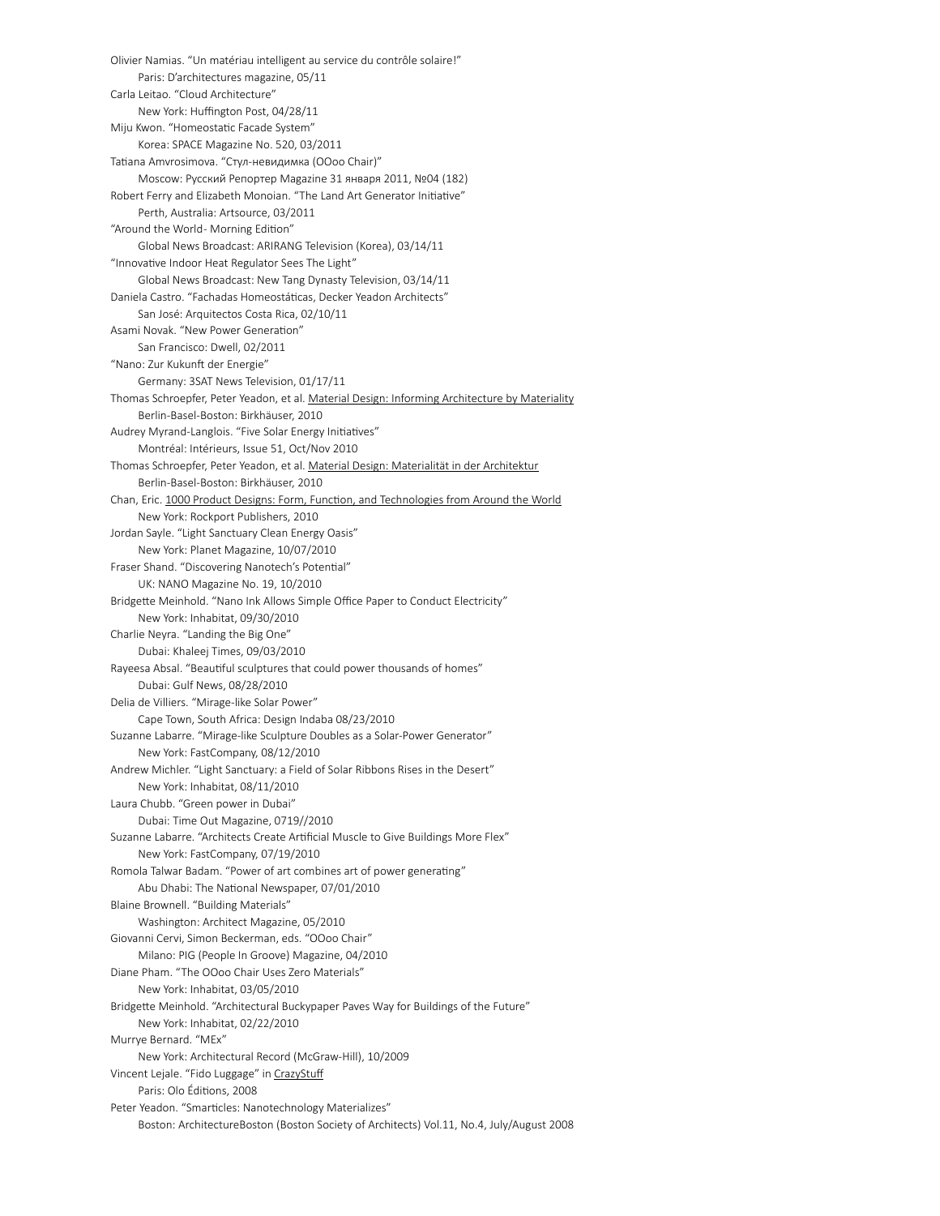Olivier Namias. “Un matériau intelligent au service du contrôle solaire!”
  Paris: D’architectures magazine, 05/11

Carla Leitao. “Cloud Architecture”
  New York: Huffington Post, 04/28/11

Miju Kwon. “Homeostatic Facade System”
  Korea: SPACE Magazine No. 520, 03/2011

Tatiana Amvrosimova. “Стул-невидимка (OOoo Chair)”
  Moscow: Русский Репортер Magazine 31 января 2011, №04 (182)

Robert Ferry and Elizabeth Monoian. “The Land Art Generator Initiative”
  Perth, Australia: Artsource, 03/2011

“Around the World- Morning Edition”
  Global News Broadcast: ARIRANG Television (Korea), 03/14/11

“Innovative Indoor Heat Regulator Sees The Light”
  Global News Broadcast: New Tang Dynasty Television, 03/14/11

Daniela Castro. “Fachadas Homeostáticas, Decker Yeadon Architects”
  San José: Arquitectos Costa Rica, 02/10/11

Asami Novak. “New Power Generation”
  San Francisco: Dwell, 02/2011

“Nano: Zur Kukunft der Energie”
  Germany: 3SAT News Television, 01/17/11

Thomas Schroepfer, Peter Yeadon, et al. <u>Material Design: Informing Architecture by Materiality</u>
  Berlin-Basel-Boston: Birkhäuser, 2010

Audrey Myrand-Langlois. “Five Solar Energy Initiatives”
  Montréal: Intérieurs, Issue 51, Oct/Nov 2010

Thomas Schroepfer, Peter Yeadon, et al. <u>Material Design: Materialität in der Architektur</u>
  Berlin-Basel-Boston: Birkhäuser, 2010

Chan, Eric. <u>1000 Product Designs: Form, Function, and Technologies from Around the World</u>
  New York: Rockport Publishers, 2010

Jordan Sayle. “Light Sanctuary Clean Energy Oasis”
  New York: Planet Magazine, 10/07/2010

Fraser Shand. “Discovering Nanotech’s Potential”
  UK: NANO Magazine No. 19, 10/2010

Bridgette Meinhold. “Nano Ink Allows Simple Office Paper to Conduct Electricity”
  New York: Inhabitat, 09/30/2010

Charlie Neyra. “Landing the Big One”
  Dubai: Khaleej Times, 09/03/2010

Rayeesa Absal. “Beautiful sculptures that could power thousands of homes”
  Dubai: Gulf News, 08/28/2010

Delia de Villiers. “Mirage-like Solar Power”
  Cape Town, South Africa: Design Indaba 08/23/2010

Suzanne Labarre. “Mirage-like Sculpture Doubles as a Solar-Power Generator”
  New York: FastCompany, 08/12/2010

Andrew Michler. “Light Sanctuary: a Field of Solar Ribbons Rises in the Desert”
  New York: Inhabitat, 08/11/2010

Laura Chubb. “Green power in Dubai”
  Dubai: Time Out Magazine, 0719//2010

Suzanne Labarre. “Architects Create Artificial Muscle to Give Buildings More Flex”
  New York: FastCompany, 07/19/2010

Romola Talwar Badam. “Power of art combines art of power generating”
  Abu Dhabi: The National Newspaper, 07/01/2010

Blaine Brownell. “Building Materials”
  Washington: Architect Magazine, 05/2010

Giovanni Cervi, Simon Beckerman, eds. “OOoo Chair”
  Milano: PIG (People In Groove) Magazine, 04/2010

Diane Pham. “The OOoo Chair Uses Zero Materials”
  New York: Inhabitat, 03/05/2010

Bridgette Meinhold. “Architectural Buckypaper Paves Way for Buildings of the Future”
  New York: Inhabitat, 02/22/2010

Murrye Bernard. “MEx”
  New York: Architectural Record (McGraw-Hill), 10/2009

Vincent Lejale. “Fido Luggage” in <u>CrazyStuff</u>
  Paris: Olo Éditions, 2008

Peter Yeadon. “Smarticles: Nanotechnology Materializes”
  Boston: ArchitectureBoston (Boston Society of Architects) Vol.11, No.4, July/August 2008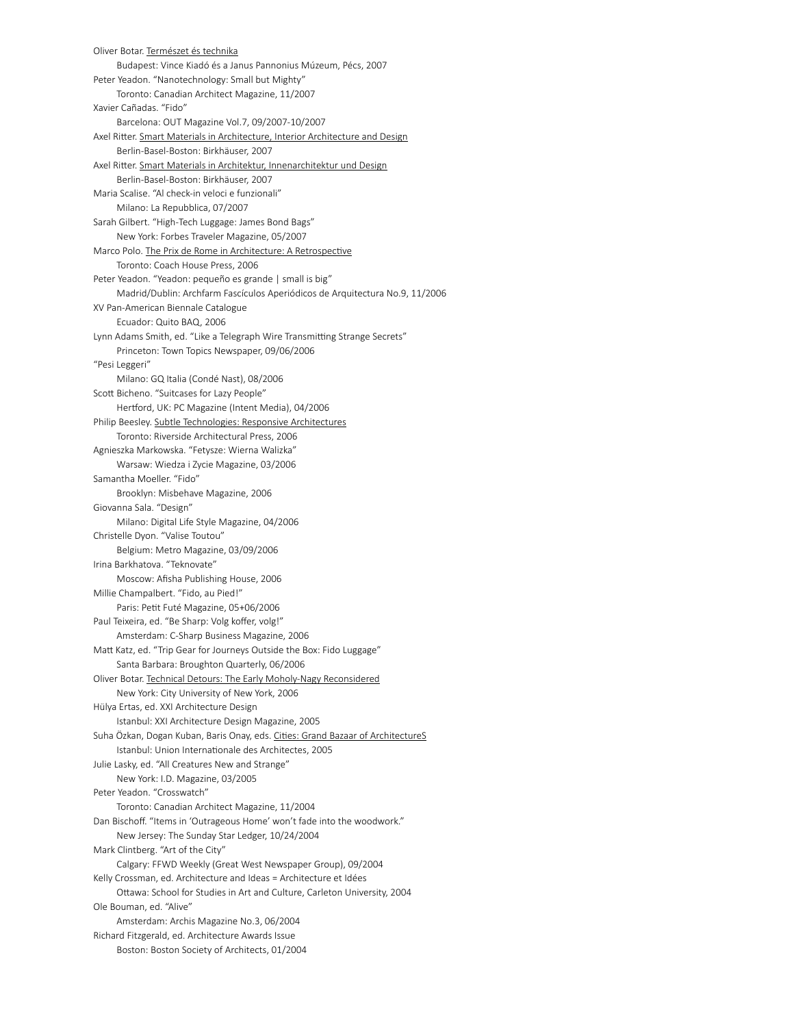Oliver Botar. Természet és technika  
  Budapest: Vince Kiadó és a Janus Pannonius Múzeum, Pécs, 2007

Peter Yeadon. “Nanotechnology: Small but Mighty”  
  Toronto: Canadian Architect Magazine, 11/2007

Xavier Cañadas. “Fido”  
  Barcelona: OUT Magazine Vol.7, 09/2007-10/2007

Axel Ritter. Smart Materials in Architecture, Interior Architecture and Design  
  Berlin-Basel-Boston: Birkhäuser, 2007

Axel Ritter. Smart Materials in Architektur, Innenarchitektur und Design  
  Berlin-Basel-Boston: Birkhäuser, 2007

Maria Scalise. “Al check-in veloci e funzionali”  
  Milano: La Repubblica, 07/2007

Sarah Gilbert. “High-Tech Luggage: James Bond Bags”  
  New York: Forbes Traveler Magazine, 05/2007

Marco Polo. The Prix de Rome in Architecture: A Retrospective  
  Toronto: Coach House Press, 2006

Peter Yeadon. “Yeadon: pequeño es grande | small is big”  
  Madrid/Dublin: Archfarm Fascículos Aperiódicos de Arquitectura No.9, 11/2006

XV Pan-American Biennale Catalogue  
  Ecuador: Quito BAQ, 2006

Lynn Adams Smith, ed. “Like a Telegraph Wire Transmitting Strange Secrets”  
  Princeton: Town Topics Newspaper, 09/06/2006

“Pesi Leggeri”  
  Milano: GQ Italia (Condé Nast), 08/2006

Scott Bicheno. “Suitcases for Lazy People”  
  Hertford, UK: PC Magazine (Intent Media), 04/2006

Philip Beesley. Subtle Technologies: Responsive Architectures  
  Toronto: Riverside Architectural Press, 2006

Agnieszka Markowska. “Fetysze: Wierna Walizka”  
  Warsaw: Wiedza i Zycie Magazine, 03/2006

Samantha Moeller. “Fido”  
  Brooklyn: Misbehave Magazine, 2006

Giovanna Sala. “Design”  
  Milano: Digital Life Style Magazine, 04/2006

Christelle Dyon. “Valise Toutou”  
  Belgium: Metro Magazine, 03/09/2006

Irina Barkhatova. “Teknovate”  
  Moscow: Afisha Publishing House, 2006

Millie Champalbert. “Fido, au Pied!”  
  Paris: Petit Futé Magazine, 05+06/2006

Paul Teixeira, ed. “Be Sharp: Volg koffer, volg!”  
  Amsterdam: C-Sharp Business Magazine, 2006

Matt Katz, ed. “Trip Gear for Journeys Outside the Box: Fido Luggage”  
  Santa Barbara: Broughton Quarterly, 06/2006

Oliver Botar. Technical Detours: The Early Moholy-Nagy Reconsidered  
  New York: City University of New York, 2006

Hülya Ertas, ed. XXI Architecture Design  
  Istanbul: XXI Architecture Design Magazine, 2005

Suha Özkan, Dogan Kuban, Baris Onay, eds. Cities: Grand Bazaar of ArchitectureS  
  Istanbul: Union Internationale des Architectes, 2005

Julie Lasky, ed. “All Creatures New and Strange”  
  New York: I.D. Magazine, 03/2005

Peter Yeadon. “Crosswatch”  
  Toronto: Canadian Architect Magazine, 11/2004

Dan Bischoff. “Items in ‘Outrageous Home’ won’t fade into the woodwork.”  
  New Jersey: The Sunday Star Ledger, 10/24/2004

Mark Clintberg. “Art of the City”  
  Calgary: FFWD Weekly (Great West Newspaper Group), 09/2004

Kelly Crossman, ed. Architecture and Ideas = Architecture et Idées  
  Ottawa: School for Studies in Art and Culture, Carleton University, 2004

Ole Bouman, ed. “Alive”  
  Amsterdam: Archis Magazine No.3, 06/2004

Richard Fitzgerald, ed. Architecture Awards Issue  
  Boston: Boston Society of Architects, 01/2004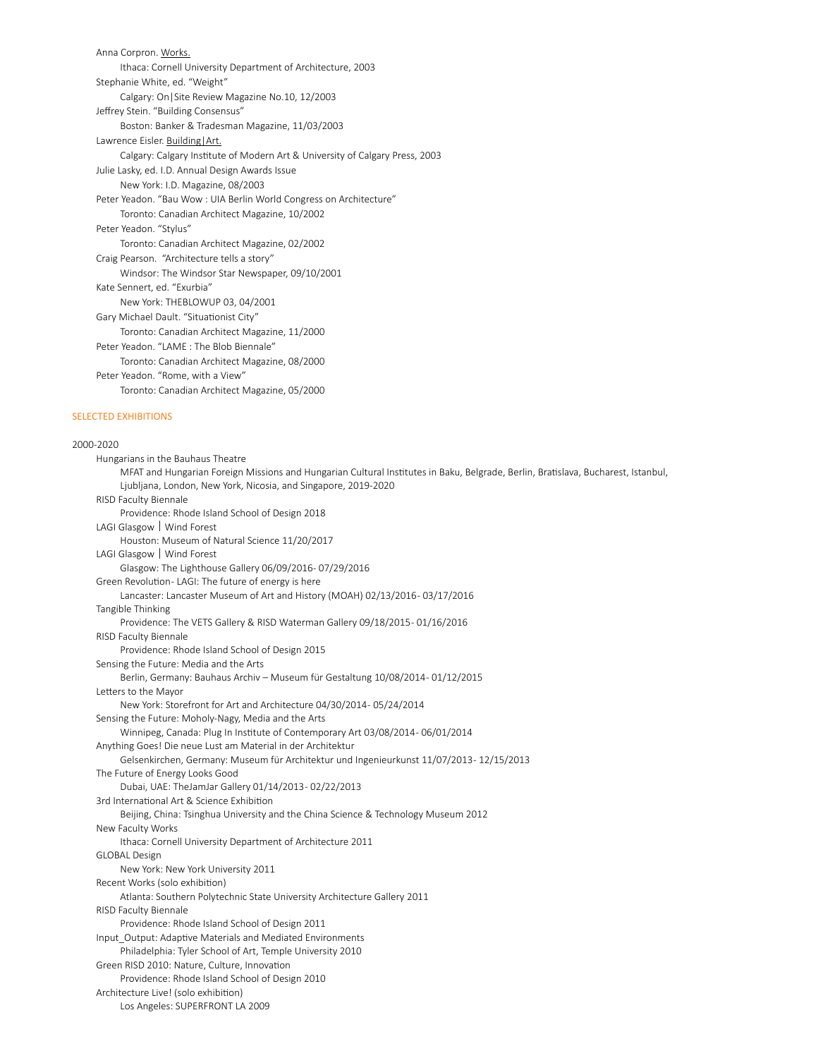Anna Corpron. Works.
    Ithaca: Cornell University Department of Architecture, 2003
Stephanie White, ed. “Weight”
    Calgary: On|Site Review Magazine No.10, 12/2003
Jeffrey Stein. “Building Consensus”
    Boston: Banker & Tradesman Magazine, 11/03/2003
Lawrence Eisler. Building|Art.
    Calgary: Calgary Institute of Modern Art & University of Calgary Press, 2003
Julie Lasky, ed. I.D. Annual Design Awards Issue
    New York: I.D. Magazine, 08/2003
Peter Yeadon. “Bau Wow : UIA Berlin World Congress on Architecture”
    Toronto: Canadian Architect Magazine, 10/2002
Peter Yeadon. “Stylus”
    Toronto: Canadian Architect Magazine, 02/2002
Craig Pearson. “Architecture tells a story”
    Windsor: The Windsor Star Newspaper, 09/10/2001
Kate Sennert, ed. “Exurbia”
    New York: THEBLOWUP 03, 04/2001
Gary Michael Dault. “Situationist City”
    Toronto: Canadian Architect Magazine, 11/2000
Peter Yeadon. “LAME : The Blob Biennale”
    Toronto: Canadian Architect Magazine, 08/2000
Peter Yeadon. “Rome, with a View”
    Toronto: Canadian Architect Magazine, 05/2000

## SELECTED EXHIBITIONS

2000-2020

Hungarians in the Bauhaus Theatre
    MFAT and Hungarian Foreign Missions and Hungarian Cultural Institutes in Baku, Belgrade, Berlin, Bratislava, Bucharest, Istanbul, Ljubljana, London, New York, Nicosia, and Singapore, 2019-2020
RISD Faculty Biennale
    Providence: Rhode Island School of Design 2018
LAGI Glasgow | Wind Forest
    Houston: Museum of Natural Science 11/20/2017
LAGI Glasgow | Wind Forest
    Glasgow: The Lighthouse Gallery 06/09/2016- 07/29/2016
Green Revolution- LAGI: The future of energy is here
    Lancaster: Lancaster Museum of Art and History (MOAH) 02/13/2016- 03/17/2016
Tangible Thinking
    Providence: The VETS Gallery & RISD Waterman Gallery 09/18/2015- 01/16/2016
RISD Faculty Biennale
    Providence: Rhode Island School of Design 2015
Sensing the Future: Media and the Arts
    Berlin, Germany: Bauhaus Archiv – Museum für Gestaltung 10/08/2014- 01/12/2015
Letters to the Mayor
    New York: Storefront for Art and Architecture 04/30/2014- 05/24/2014
Sensing the Future: Moholy-Nagy, Media and the Arts
    Winnipeg, Canada: Plug In Institute of Contemporary Art 03/08/2014- 06/01/2014
Anything Goes! Die neue Lust am Material in der Architektur
    Gelsenkirchen, Germany: Museum für Architektur und Ingenieurkunst 11/07/2013- 12/15/2013
The Future of Energy Looks Good
    Dubai, UAE: TheJamJar Gallery 01/14/2013- 02/22/2013
3rd International Art & Science Exhibition
    Beijing, China: Tsinghua University and the China Science & Technology Museum 2012
New Faculty Works
    Ithaca: Cornell University Department of Architecture 2011
GLOBAL Design
    New York: New York University 2011
Recent Works (solo exhibition)
    Atlanta: Southern Polytechnic State University Architecture Gallery 2011
RISD Faculty Biennale
    Providence: Rhode Island School of Design 2011
Input_Output: Adaptive Materials and Mediated Environments
    Philadelphia: Tyler School of Art, Temple University 2010
Green RISD 2010: Nature, Culture, Innovation
    Providence: Rhode Island School of Design 2010
Architecture Live! (solo exhibition)
    Los Angeles: SUPERFRONT LA 2009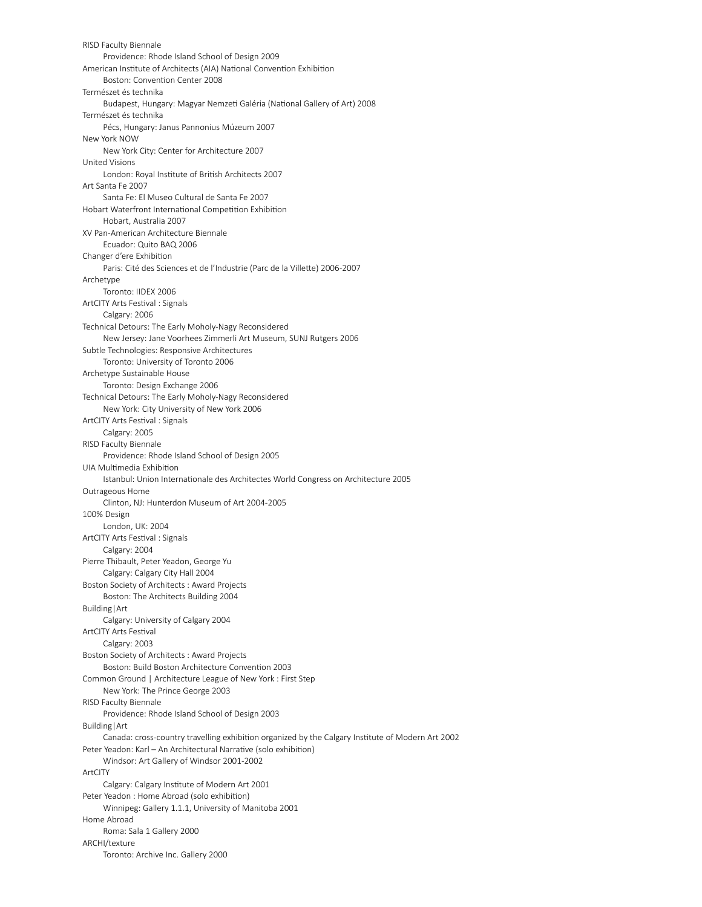RISD Faculty Biennale
    Providence: Rhode Island School of Design 2009
American Institute of Architects (AIA) National Convention Exhibition
    Boston: Convention Center 2008
Természet és technika
    Budapest, Hungary: Magyar Nemzeti Galéria (National Gallery of Art) 2008
Természet és technika
    Pécs, Hungary: Janus Pannonius Múzeum 2007
New York NOW
    New York City: Center for Architecture 2007
United Visions
    London: Royal Institute of British Architects 2007
Art Santa Fe 2007
    Santa Fe: El Museo Cultural de Santa Fe 2007
Hobart Waterfront International Competition Exhibition
    Hobart, Australia 2007
XV Pan-American Architecture Biennale
    Ecuador: Quito BAQ 2006
Changer d'ere Exhibition
    Paris: Cité des Sciences et de l'Industrie (Parc de la Villette) 2006-2007
Archetype
    Toronto: IIDEX 2006
ArtCITY Arts Festival : Signals
    Calgary: 2006
Technical Detours: The Early Moholy-Nagy Reconsidered
    New Jersey: Jane Voorhees Zimmerli Art Museum, SUNJ Rutgers 2006
Subtle Technologies: Responsive Architectures
    Toronto: University of Toronto 2006
Archetype Sustainable House
    Toronto: Design Exchange 2006
Technical Detours: The Early Moholy-Nagy Reconsidered
    New York: City University of New York 2006
ArtCITY Arts Festival : Signals
    Calgary: 2005
RISD Faculty Biennale
    Providence: Rhode Island School of Design 2005
UIA Multimedia Exhibition
    Istanbul: Union Internationale des Architectes World Congress on Architecture 2005
Outrageous Home
    Clinton, NJ: Hunterdon Museum of Art 2004-2005
100% Design
    London, UK: 2004
ArtCITY Arts Festival : Signals
    Calgary: 2004
Pierre Thibault, Peter Yeadon, George Yu
    Calgary: Calgary City Hall 2004
Boston Society of Architects : Award Projects
    Boston: The Architects Building 2004
Building|Art
    Calgary: University of Calgary 2004
ArtCITY Arts Festival
    Calgary: 2003
Boston Society of Architects : Award Projects
    Boston: Build Boston Architecture Convention 2003
Common Ground | Architecture League of New York : First Step
    New York: The Prince George 2003
RISD Faculty Biennale
    Providence: Rhode Island School of Design 2003
Building|Art
    Canada: cross-country travelling exhibition organized by the Calgary Institute of Modern Art 2002
Peter Yeadon: Karl – An Architectural Narrative (solo exhibition)
    Windsor: Art Gallery of Windsor 2001-2002
ArtCITY
    Calgary: Calgary Institute of Modern Art 2001
Peter Yeadon : Home Abroad (solo exhibition)
    Winnipeg: Gallery 1.1.1, University of Manitoba 2001
Home Abroad
    Roma: Sala 1 Gallery 2000
ARCHI/texture
    Toronto: Archive Inc. Gallery 2000